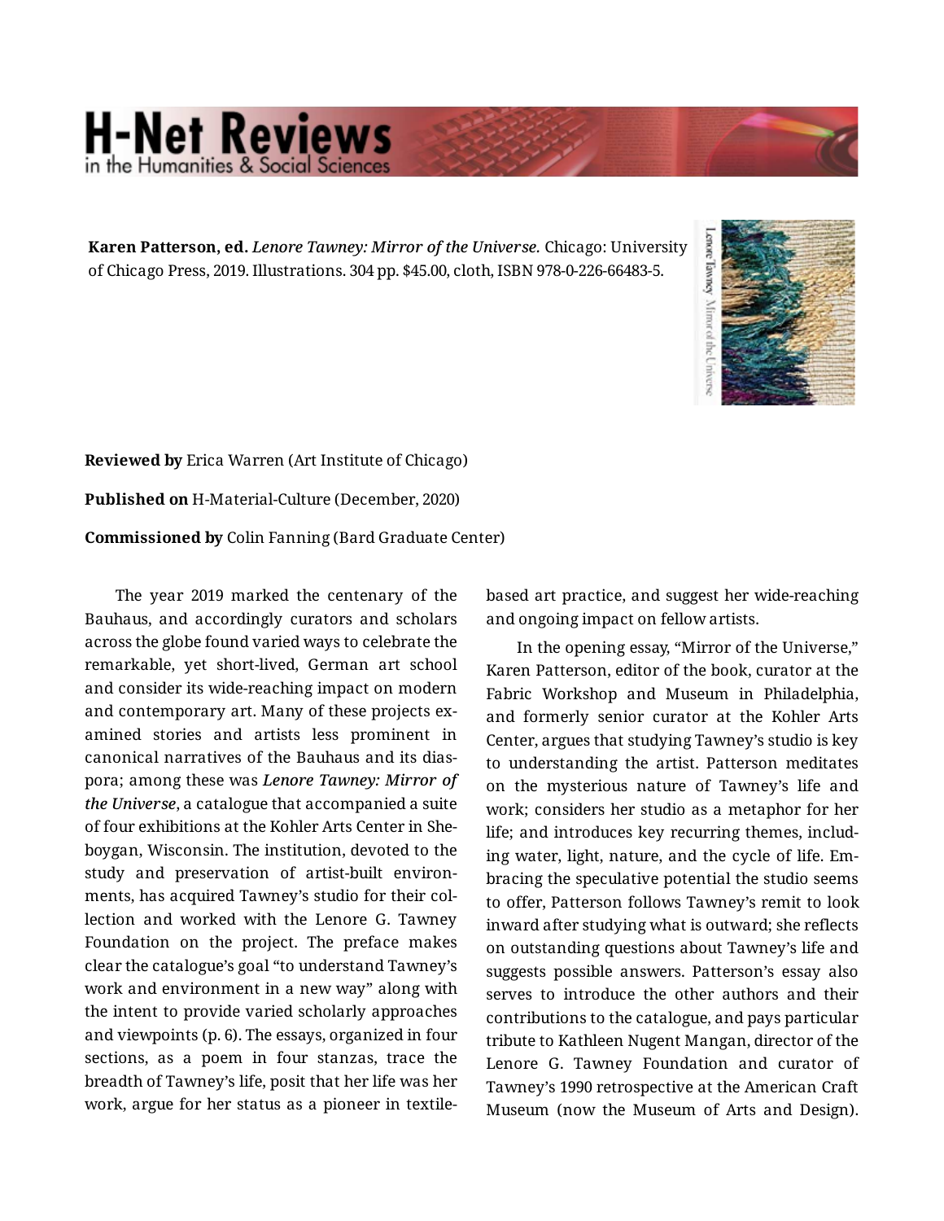**Karen Patterson, ed.** *Lenore Tawney: Mirror of the Universe.* Chicago: University of Chicago Press, 2019. Illustrations. 304 pp. $45.00, cloth, ISBN 978-0-226-66483-5.

**Reviewed by** Erica Warren (Art Institute of Chicago)

**Published on** H-Material-Culture (December, 2020)

**Commissioned by** Colin Fanning (Bard Graduate Center)

The year 2019 marked the centenary of the Bauhaus, and accordingly curators and scholars across the globe found varied ways to celebrate the remarkable, yet short-lived, German art school and consider its wide-reaching impact on modern and contemporary art. Many of these projects examined stories and artists less prominent in canonical narratives of the Bauhaus and its diaspora; among these was ***Lenore Tawney: Mirror of the Universe***, a catalogue that accompanied a suite of four exhibitions at the Kohler Arts Center in Sheboygan, Wisconsin. The institution, devoted to the study and preservation of artist-built environments, has acquired Tawney's studio for their collection and worked with the Lenore G. Tawney Foundation on the project. The preface makes clear the catalogue's goal "to understand Tawney's work and environment in a new way" along with the intent to provide varied scholarly approaches and viewpoints (p. 6). The essays, organized in four sections, as a poem in four stanzas, trace the breadth of Tawney's life, posit that her life was her work, argue for her status as a pioneer in textile-based art practice, and suggest her wide-reaching and ongoing impact on fellow artists.

In the opening essay, "Mirror of the Universe," Karen Patterson, editor of the book, curator at the Fabric Workshop and Museum in Philadelphia, and formerly senior curator at the Kohler Arts Center, argues that studying Tawney's studio is key to understanding the artist. Patterson meditates on the mysterious nature of Tawney's life and work; considers her studio as a metaphor for her life; and introduces key recurring themes, including water, light, nature, and the cycle of life. Embracing the speculative potential the studio seems to offer, Patterson follows Tawney's remit to look inward after studying what is outward; she reflects on outstanding questions about Tawney's life and suggests possible answers. Patterson's essay also serves to introduce the other authors and their contributions to the catalogue, and pays particular tribute to Kathleen Nugent Mangan, director of the Lenore G. Tawney Foundation and curator of Tawney's 1990 retrospective at the American Craft Museum (now the Museum of Arts and Design).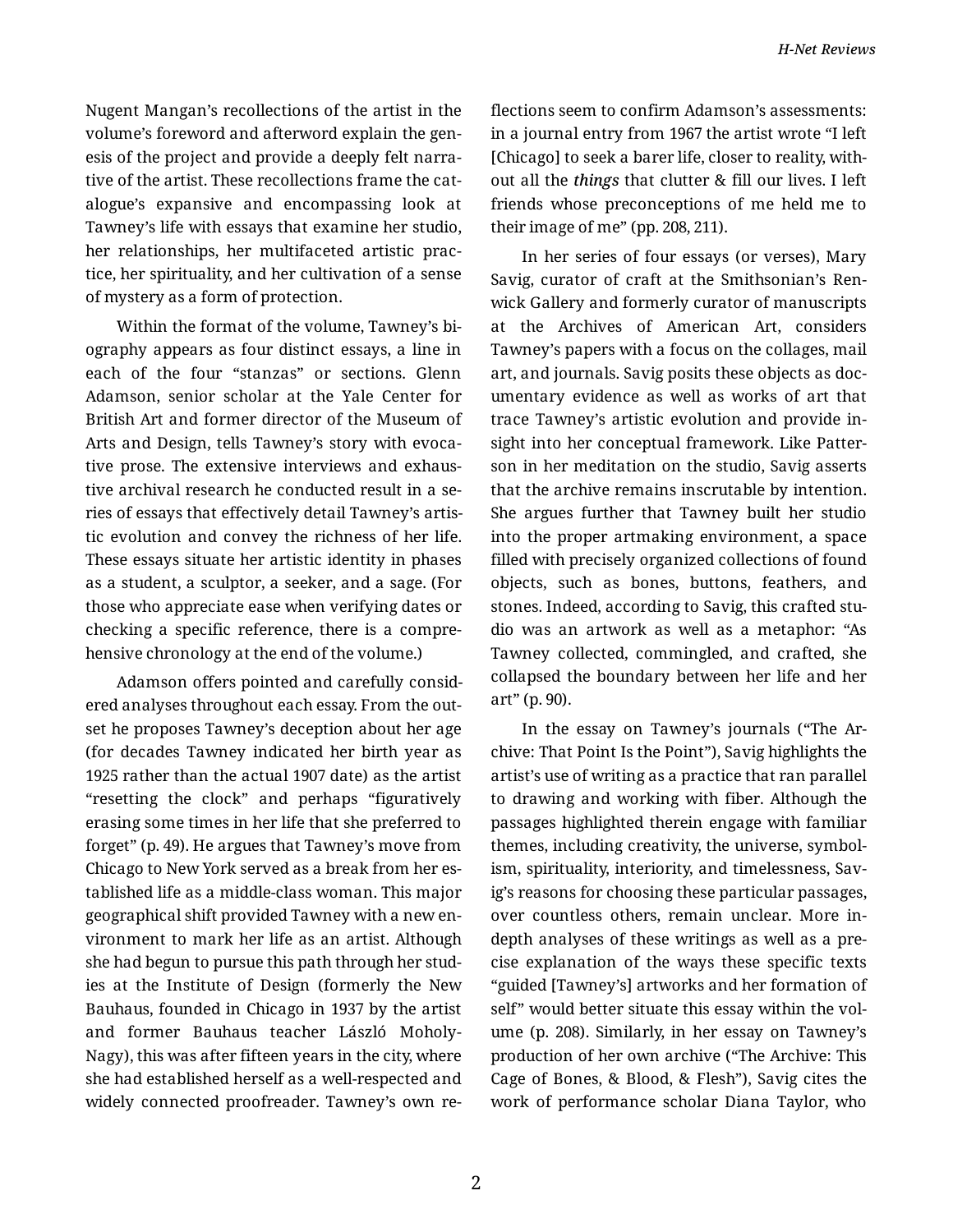Nugent Mangan's recollections of the artist in the volume's foreword and afterword explain the genesis of the project and provide a deeply felt narrative of the artist. These recollections frame the catalogue's expansive and encompassing look at Tawney's life with essays that examine her studio, her relationships, her multifaceted artistic practice, her spirituality, and her cultivation of a sense of mystery as a form of protection.

Within the format of the volume, Tawney's biography appears as four distinct essays, a line in each of the four "stanzas" or sections. Glenn Adamson, senior scholar at the Yale Center for British Art and former director of the Museum of Arts and Design, tells Tawney's story with evocative prose. The extensive interviews and exhaustive archival research he conducted result in a series of essays that effectively detail Tawney's artistic evolution and convey the richness of her life. These essays situate her artistic identity in phases as a student, a sculptor, a seeker, and a sage. (For those who appreciate ease when verifying dates or checking a specific reference, there is a comprehensive chronology at the end of the volume.)

Adamson offers pointed and carefully considered analyses throughout each essay. From the outset he proposes Tawney's deception about her age (for decades Tawney indicated her birth year as 1925 rather than the actual 1907 date) as the artist "resetting the clock" and perhaps "figuratively erasing some times in her life that she preferred to forget" (p. 49). He argues that Tawney's move from Chicago to New York served as a break from her established life as a middle-class woman. This major geographical shift provided Tawney with a new environment to mark her life as an artist. Although she had begun to pursue this path through her studies at the Institute of Design (formerly the New Bauhaus, founded in Chicago in 1937 by the artist and former Bauhaus teacher László Moholy-Nagy), this was after fifteen years in the city, where she had established herself as a well-respected and widely connected proofreader. Tawney's own reflections seem to confirm Adamson's assessments: in a journal entry from 1967 the artist wrote "I left [Chicago] to seek a barer life, closer to reality, without all the ***things*** that clutter & fill our lives. I left friends whose preconceptions of me held me to their image of me" (pp. 208, 211).

In her series of four essays (or verses), Mary Savig, curator of craft at the Smithsonian's Renwick Gallery and formerly curator of manuscripts at the Archives of American Art, considers Tawney's papers with a focus on the collages, mail art, and journals. Savig posits these objects as documentary evidence as well as works of art that trace Tawney's artistic evolution and provide insight into her conceptual framework. Like Patterson in her meditation on the studio, Savig asserts that the archive remains inscrutable by intention. She argues further that Tawney built her studio into the proper artmaking environment, a space filled with precisely organized collections of found objects, such as bones, buttons, feathers, and stones. Indeed, according to Savig, this crafted studio was an artwork as well as a metaphor: "As Tawney collected, commingled, and crafted, she collapsed the boundary between her life and her art" (p. 90).

In the essay on Tawney's journals ("The Archive: That Point Is the Point"), Savig highlights the artist's use of writing as a practice that ran parallel to drawing and working with fiber. Although the passages highlighted therein engage with familiar themes, including creativity, the universe, symbolism, spirituality, interiority, and timelessness, Savig's reasons for choosing these particular passages, over countless others, remain unclear. More in-depth analyses of these writings as well as a precise explanation of the ways these specific texts "guided [Tawney's] artworks and her formation of self" would better situate this essay within the volume (p. 208). Similarly, in her essay on Tawney's production of her own archive ("The Archive: This Cage of Bones, & Blood, & Flesh"), Savig cites the work of performance scholar Diana Taylor, who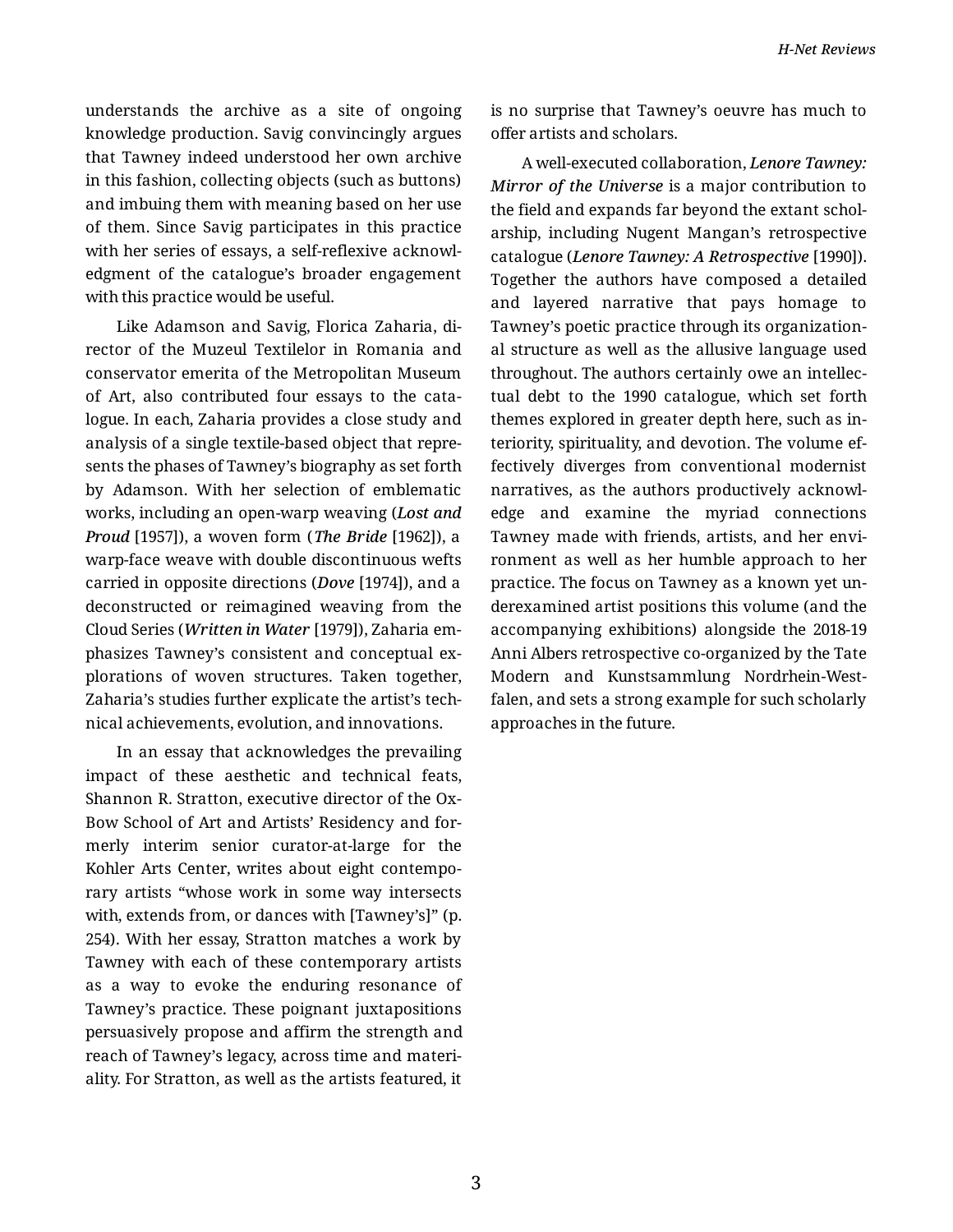understands the archive as a site of ongoing knowledge production. Savig convincingly argues that Tawney indeed understood her own archive in this fashion, collecting objects (such as buttons) and imbuing them with meaning based on her use of them. Since Savig participates in this practice with her series of essays, a self-reflexive acknowledgment of the catalogue's broader engagement with this practice would be useful.

Like Adamson and Savig, Florica Zaharia, director of the Muzeul Textilelor in Romania and conservator emerita of the Metropolitan Museum of Art, also contributed four essays to the catalogue. In each, Zaharia provides a close study and analysis of a single textile-based object that represents the phases of Tawney's biography as set forth by Adamson. With her selection of emblematic works, including an open-warp weaving (***Lost and Proud*** [1957]), a woven form (***The Bride*** [1962]), a warp-face weave with double discontinuous wefts carried in opposite directions (***Dove*** [1974]), and a deconstructed or reimagined weaving from the Cloud Series (***Written in Water*** [1979]), Zaharia emphasizes Tawney's consistent and conceptual explorations of woven structures. Taken together, Zaharia's studies further explicate the artist's technical achievements, evolution, and innovations.

In an essay that acknowledges the prevailing impact of these aesthetic and technical feats, Shannon R. Stratton, executive director of the Ox-Bow School of Art and Artists' Residency and formerly interim senior curator-at-large for the Kohler Arts Center, writes about eight contemporary artists "whose work in some way intersects with, extends from, or dances with [Tawney's]" (p. 254). With her essay, Stratton matches a work by Tawney with each of these contemporary artists as a way to evoke the enduring resonance of Tawney's practice. These poignant juxtapositions persuasively propose and affirm the strength and reach of Tawney's legacy, across time and materiality. For Stratton, as well as the artists featured, it is no surprise that Tawney's oeuvre has much to offer artists and scholars.

A well-executed collaboration, ***Lenore Tawney: Mirror of the Universe*** is a major contribution to the field and expands far beyond the extant scholarship, including Nugent Mangan's retrospective catalogue (***Lenore Tawney: A Retrospective*** [1990]). Together the authors have composed a detailed and layered narrative that pays homage to Tawney's poetic practice through its organizational structure as well as the allusive language used throughout. The authors certainly owe an intellectual debt to the 1990 catalogue, which set forth themes explored in greater depth here, such as interiority, spirituality, and devotion. The volume effectively diverges from conventional modernist narratives, as the authors productively acknowledge and examine the myriad connections Tawney made with friends, artists, and her environment as well as her humble approach to her practice. The focus on Tawney as a known yet underexamined artist positions this volume (and the accompanying exhibitions) alongside the 2018-19 Anni Albers retrospective co-organized by the Tate Modern and Kunstsammlung Nordrhein-Westfalen, and sets a strong example for such scholarly approaches in the future.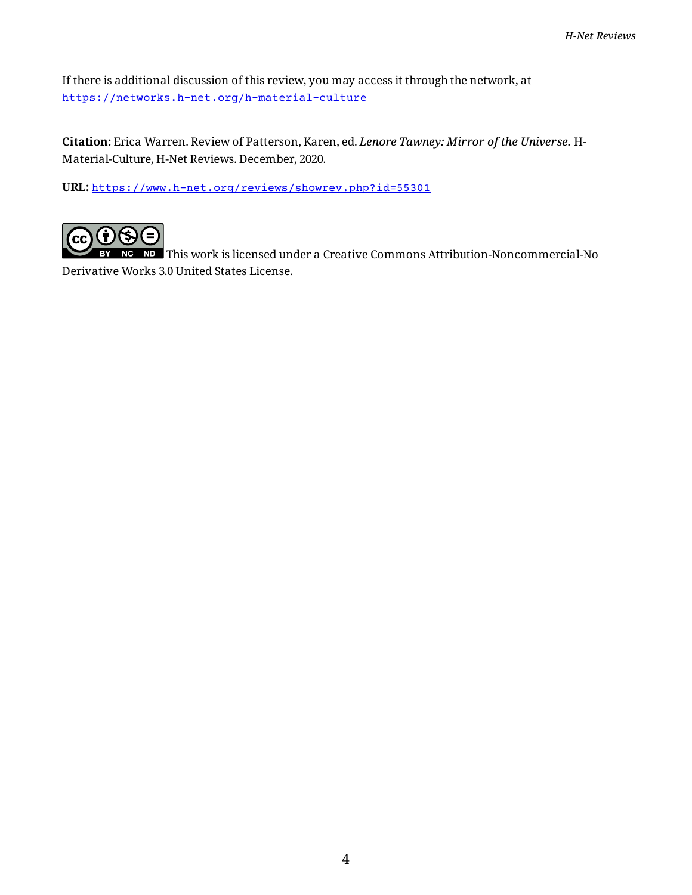If there is additional discussion of this review, you may access it through the network, at https://networks.h-net.org/h-material-culture

**Citation:** Erica Warren. Review of Patterson, Karen, ed. ***Lenore Tawney: Mirror of the Universe.*** H-Material-Culture, H-Net Reviews. December, 2020.

**URL:** https://www.h-net.org/reviews/showrev.php?id=55301

This work is licensed under a Creative Commons Attribution-Noncommercial-No Derivative Works 3.0 United States License.